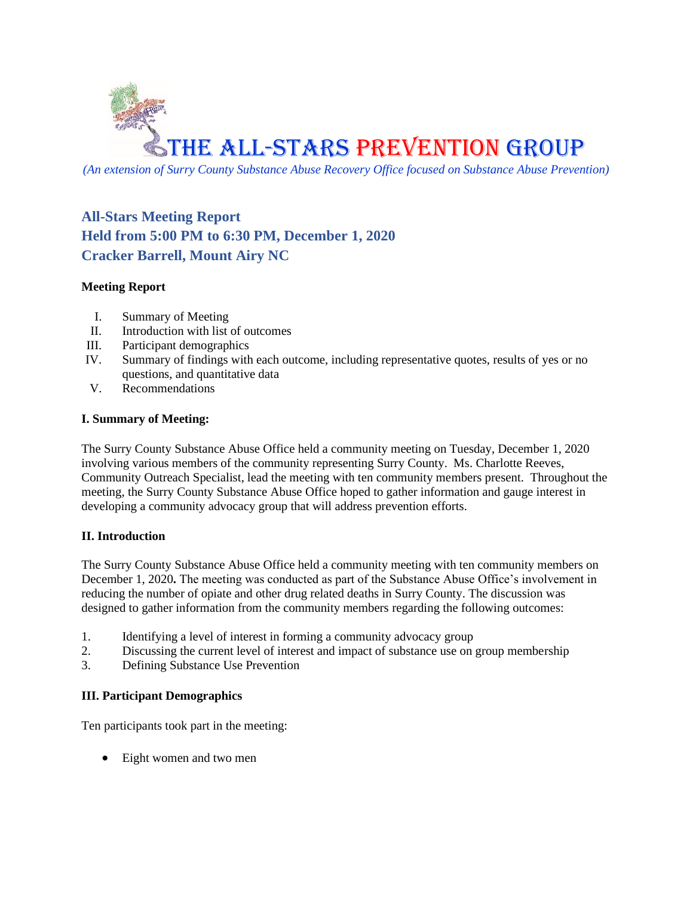# THE ALL-STARS PREVENTION GROUP

*(An extension of Surry County Substance Abuse Recovery Office focused on Substance Abuse Prevention)*

## All-Stars Meeting Report
## Held from 5:00 PM to 6:30 PM, December 1, 2020
## Cracker Barrell, Mount Airy NC

**Meeting Report**

I. Summary of Meeting
II. Introduction with list of outcomes
III. Participant demographics
IV. Summary of findings with each outcome, including representative quotes, results of yes or no questions, and quantitative data
V. Recommendations

**I. Summary of Meeting:**

The Surry County Substance Abuse Office held a community meeting on Tuesday, December 1, 2020 involving various members of the community representing Surry County. Ms. Charlotte Reeves, Community Outreach Specialist, lead the meeting with ten community members present. Throughout the meeting, the Surry County Substance Abuse Office hoped to gather information and gauge interest in developing a community advocacy group that will address prevention efforts.

**II. Introduction**

The Surry County Substance Abuse Office held a community meeting with ten community members on December 1, 2020**.** The meeting was conducted as part of the Substance Abuse Office's involvement in reducing the number of opiate and other drug related deaths in Surry County. The discussion was designed to gather information from the community members regarding the following outcomes:

1. Identifying a level of interest in forming a community advocacy group
2. Discussing the current level of interest and impact of substance use on group membership
3. Defining Substance Use Prevention

**III. Participant Demographics**

Ten participants took part in the meeting:

- Eight women and two men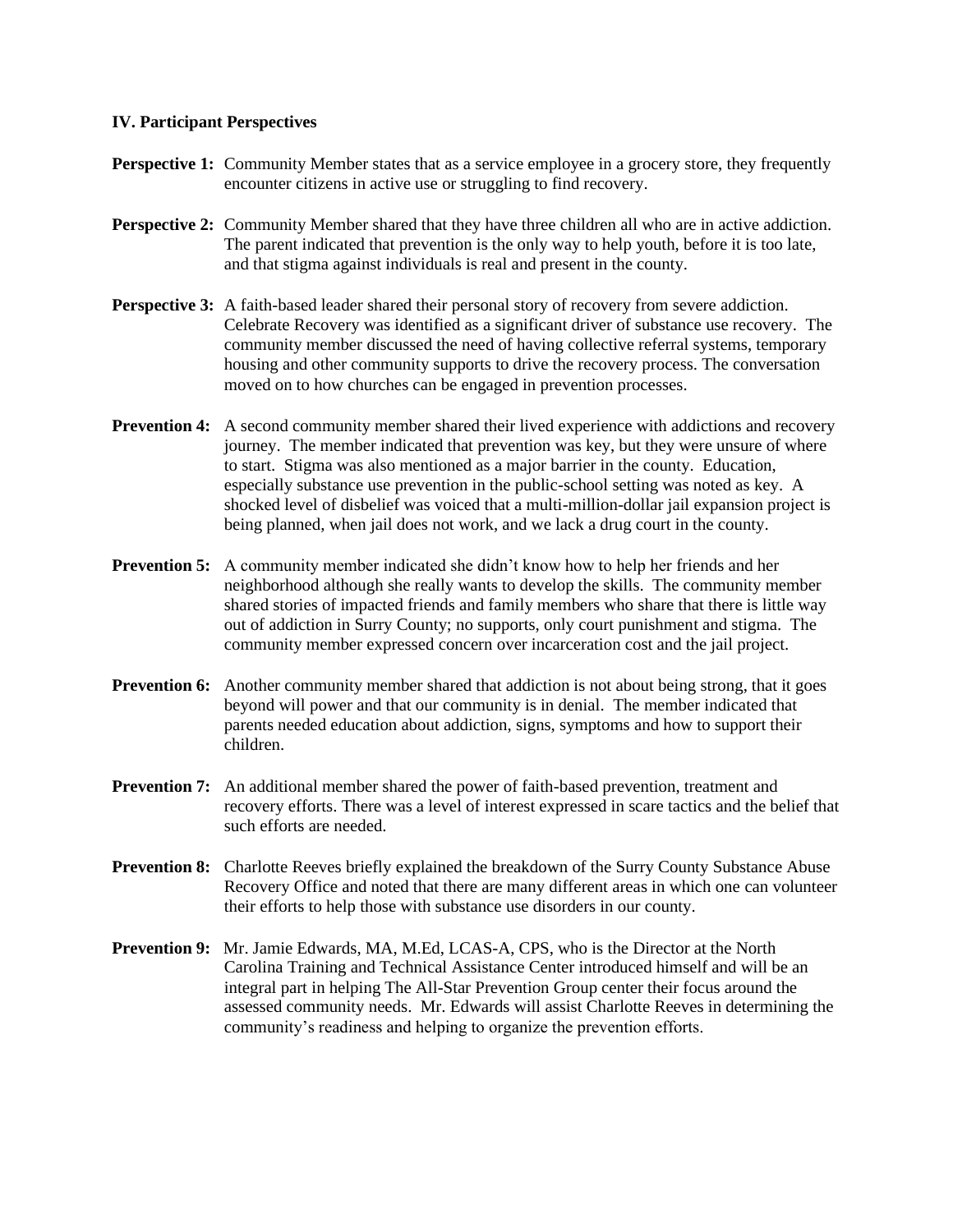### IV. Participant Perspectives

**Perspective 1:** Community Member states that as a service employee in a grocery store, they frequently encounter citizens in active use or struggling to find recovery.

**Perspective 2:** Community Member shared that they have three children all who are in active addiction. The parent indicated that prevention is the only way to help youth, before it is too late, and that stigma against individuals is real and present in the county.

**Perspective 3:** A faith-based leader shared their personal story of recovery from severe addiction. Celebrate Recovery was identified as a significant driver of substance use recovery. The community member discussed the need of having collective referral systems, temporary housing and other community supports to drive the recovery process. The conversation moved on to how churches can be engaged in prevention processes.

**Prevention 4:** A second community member shared their lived experience with addictions and recovery journey. The member indicated that prevention was key, but they were unsure of where to start. Stigma was also mentioned as a major barrier in the county. Education, especially substance use prevention in the public-school setting was noted as key. A shocked level of disbelief was voiced that a multi-million-dollar jail expansion project is being planned, when jail does not work, and we lack a drug court in the county.

**Prevention 5:** A community member indicated she didn't know how to help her friends and her neighborhood although she really wants to develop the skills. The community member shared stories of impacted friends and family members who share that there is little way out of addiction in Surry County; no supports, only court punishment and stigma. The community member expressed concern over incarceration cost and the jail project.

**Prevention 6:** Another community member shared that addiction is not about being strong, that it goes beyond will power and that our community is in denial. The member indicated that parents needed education about addiction, signs, symptoms and how to support their children.

**Prevention 7:** An additional member shared the power of faith-based prevention, treatment and recovery efforts. There was a level of interest expressed in scare tactics and the belief that such efforts are needed.

**Prevention 8:** Charlotte Reeves briefly explained the breakdown of the Surry County Substance Abuse Recovery Office and noted that there are many different areas in which one can volunteer their efforts to help those with substance use disorders in our county.

**Prevention 9:** Mr. Jamie Edwards, MA, M.Ed, LCAS-A, CPS, who is the Director at the North Carolina Training and Technical Assistance Center introduced himself and will be an integral part in helping The All-Star Prevention Group center their focus around the assessed community needs. Mr. Edwards will assist Charlotte Reeves in determining the community's readiness and helping to organize the prevention efforts.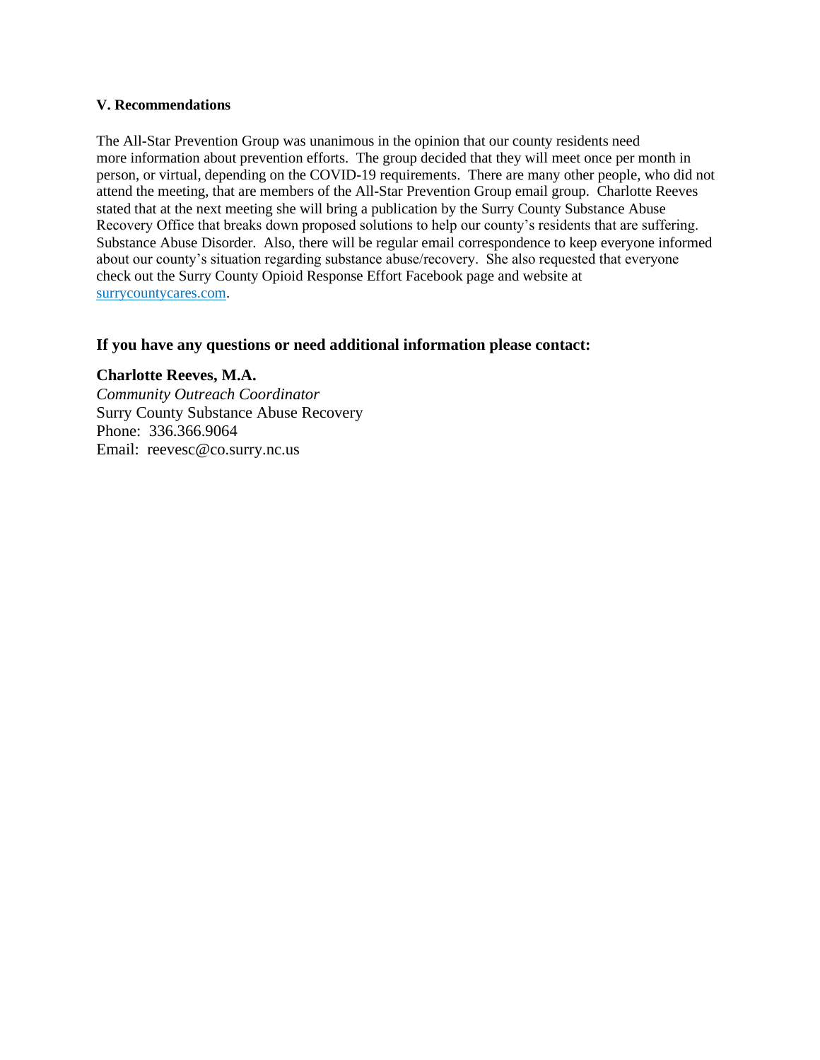### V. Recommendations

The All-Star Prevention Group was unanimous in the opinion that our county residents need more information about prevention efforts. The group decided that they will meet once per month in person, or virtual, depending on the COVID-19 requirements. There are many other people, who did not attend the meeting, that are members of the All-Star Prevention Group email group. Charlotte Reeves stated that at the next meeting she will bring a publication by the Surry County Substance Abuse Recovery Office that breaks down proposed solutions to help our county's residents that are suffering. Substance Abuse Disorder. Also, there will be regular email correspondence to keep everyone informed about our county's situation regarding substance abuse/recovery. She also requested that everyone check out the Surry County Opioid Response Effort Facebook page and website at surrycountycares.com.

### If you have any questions or need additional information please contact:

**Charlotte Reeves, M.A.**
*Community Outreach Coordinator*
Surry County Substance Abuse Recovery
Phone: 336.366.9064
Email: reevesc@co.surry.nc.us